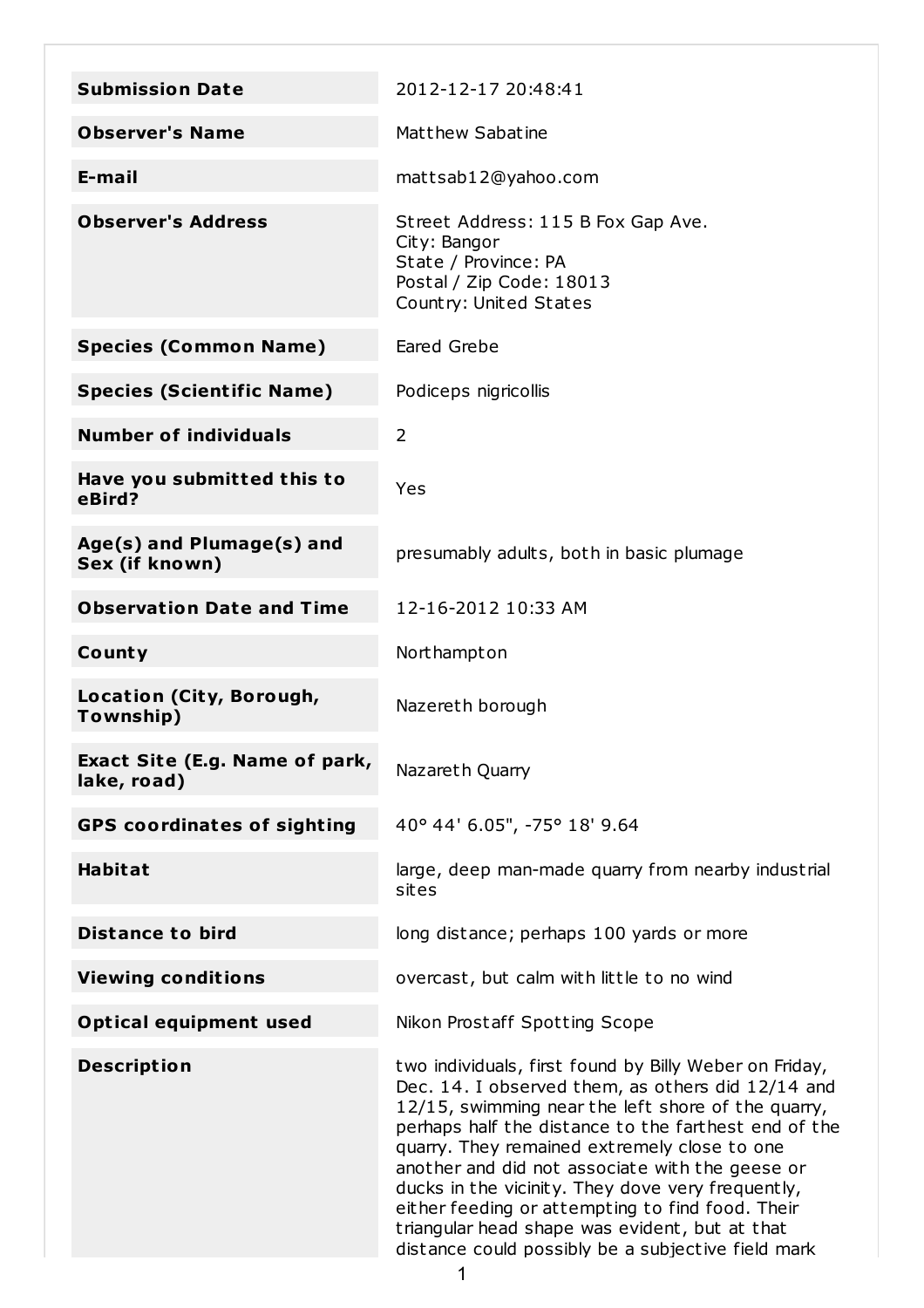| | |
|---|---|
| **Submission Date** | 2012-12-17 20:48:41 |
| **Observer's Name** | Matthew Sabatine |
| **E-mail** | mattsab12@yahoo.com |
| **Observer's Address** | Street Address: 115 B Fox Gap Ave.<br>City: Bangor<br>State / Province: PA<br>Postal / Zip Code: 18013<br>Country: United States |
| **Species (Common Name)** | Eared Grebe |
| **Species (Scientific Name)** | Podiceps nigricollis |
| **Number of individuals** | 2 |
| **Have you submitted this to eBird?** | Yes |
| **Age(s) and Plumage(s) and Sex (if known)** | presumably adults, both in basic plumage |
| **Observation Date and Time** | 12-16-2012 10:33 AM |
| **County** | Northampton |
| **Location (City, Borough, Township)** | Nazereth borough |
| **Exact Site (E.g. Name of park, lake, road)** | Nazareth Quarry |
| **GPS coordinates of sighting** | 40° 44' 6.05", -75° 18' 9.64 |
| **Habitat** | large, deep man-made quarry from nearby industrial sites |
| **Distance to bird** | long distance; perhaps 100 yards or more |
| **Viewing conditions** | overcast, but calm with little to no wind |
| **Optical equipment used** | Nikon Prostaff Spotting Scope |
| **Description** | two individuals, first found by Billy Weber on Friday, Dec. 14. I observed them, as others did 12/14 and 12/15, swimming near the left shore of the quarry, perhaps half the distance to the farthest end of the quarry. They remained extremely close to one another and did not associate with the geese or ducks in the vicinity. They dove very frequently, either feeding or attempting to find food. Their triangular head shape was evident, but at that distance could possibly be a subjective field mark |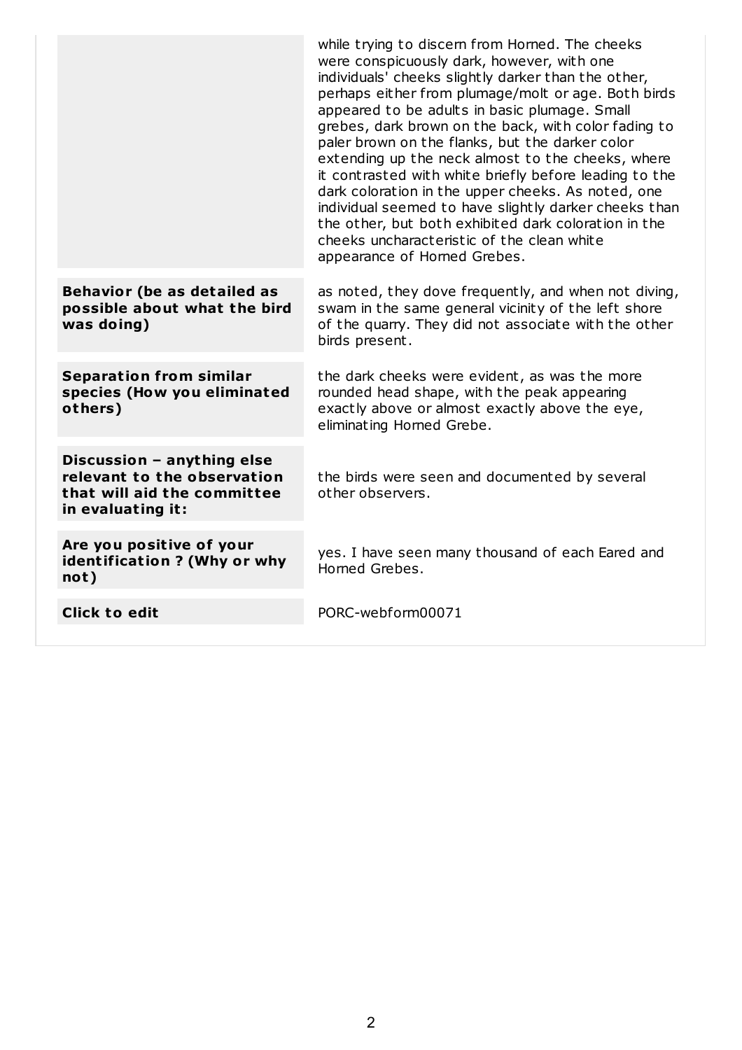| | |
|---|---|
| | while trying to discern from Horned. The cheeks were conspicuously dark, however, with one individuals' cheeks slightly darker than the other, perhaps either from plumage/molt or age. Both birds appeared to be adults in basic plumage. Small grebes, dark brown on the back, with color fading to paler brown on the flanks, but the darker color extending up the neck almost to the cheeks, where it contrasted with white briefly before leading to the dark coloration in the upper cheeks. As noted, one individual seemed to have slightly darker cheeks than the other, but both exhibited dark coloration in the cheeks uncharacteristic of the clean white appearance of Horned Grebes. |
| **Behavior (be as detailed as possible about what the bird was doing)** | as noted, they dove frequently, and when not diving, swam in the same general vicinity of the left shore of the quarry. They did not associate with the other birds present. |
| **Separation from similar species (How you eliminated others)** | the dark cheeks were evident, as was the more rounded head shape, with the peak appearing exactly above or almost exactly above the eye, eliminating Horned Grebe. |
| **Discussion – anything else relevant to the observation that will aid the committee in evaluating it:** | the birds were seen and documented by several other observers. |
| **Are you positive of your identification ? (Why or why not)** | yes. I have seen many thousand of each Eared and Horned Grebes. |
| **Click to edit** | PORC-webform00071 |